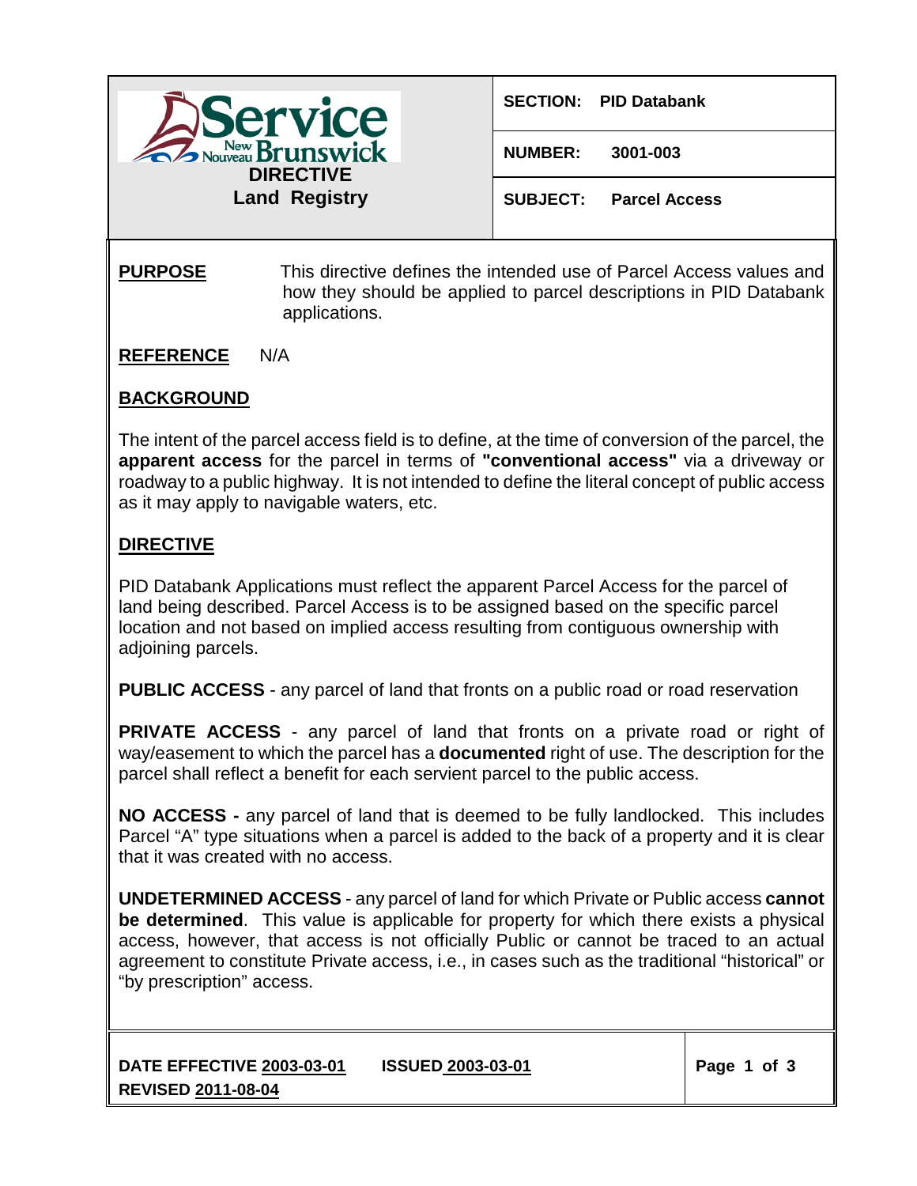Service New Brunswick / Nouveau Brunswick
**DIRECTIVE**
**Land Registry**

| | |
|---|---|
| **SECTION:** | **PID Databank** |
| **NUMBER:** | **3001-003** |
| **SUBJECT:** | **Parcel Access** |

**PURPOSE** This directive defines the intended use of Parcel Access values and how they should be applied to parcel descriptions in PID Databank applications.

**REFERENCE** N/A

## BACKGROUND

The intent of the parcel access field is to define, at the time of conversion of the parcel, the **apparent access** for the parcel in terms of **"conventional access"** via a driveway or roadway to a public highway. It is not intended to define the literal concept of public access as it may apply to navigable waters, etc.

## DIRECTIVE

PID Databank Applications must reflect the apparent Parcel Access for the parcel of land being described. Parcel Access is to be assigned based on the specific parcel location and not based on implied access resulting from contiguous ownership with adjoining parcels.

**PUBLIC ACCESS** - any parcel of land that fronts on a public road or road reservation

**PRIVATE ACCESS** - any parcel of land that fronts on a private road or right of way/easement to which the parcel has a **documented** right of use. The description for the parcel shall reflect a benefit for each servient parcel to the public access.

**NO ACCESS -** any parcel of land that is deemed to be fully landlocked. This includes Parcel "A" type situations when a parcel is added to the back of a property and it is clear that it was created with no access.

**UNDETERMINED ACCESS** - any parcel of land for which Private or Public access **cannot be determined**. This value is applicable for property for which there exists a physical access, however, that access is not officially Public or cannot be traced to an actual agreement to constitute Private access, i.e., in cases such as the traditional "historical" or "by prescription" access.

**DATE EFFECTIVE 2003-03-01** **ISSUED 2003-03-01**
**REVISED 2011-08-04**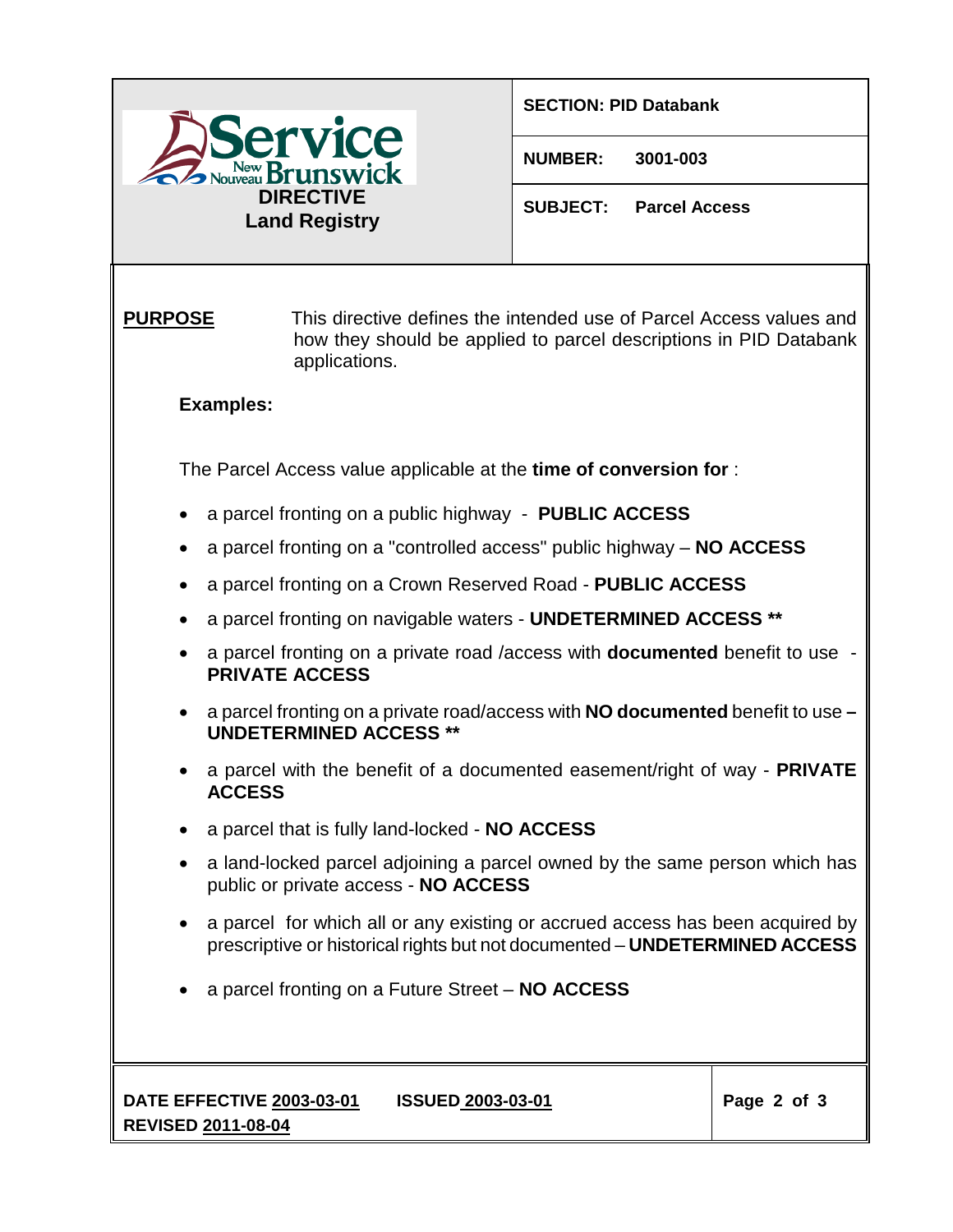| Service New Brunswick / Nouveau Brunswick **DIRECTIVE** **Land Registry** | **SECTION: PID Databank** |
| --- | --- |
| | **NUMBER: 3001-003** |
| | **SUBJECT: Parcel Access** |

**PURPOSE** This directive defines the intended use of Parcel Access values and how they should be applied to parcel descriptions in PID Databank applications.

**Examples:**

The Parcel Access value applicable at the **time of conversion for** :

- a parcel fronting on a public highway - **PUBLIC ACCESS**
- a parcel fronting on a "controlled access" public highway – **NO ACCESS**
- a parcel fronting on a Crown Reserved Road - **PUBLIC ACCESS**
- a parcel fronting on navigable waters - **UNDETERMINED ACCESS ****
- a parcel fronting on a private road /access with **documented** benefit to use - **PRIVATE ACCESS**
- a parcel fronting on a private road/access with **NO documented** benefit to use **– UNDETERMINED ACCESS ****
- a parcel with the benefit of a documented easement/right of way - **PRIVATE ACCESS**
- a parcel that is fully land-locked - **NO ACCESS**
- a land-locked parcel adjoining a parcel owned by the same person which has public or private access - **NO ACCESS**
- a parcel for which all or any existing or accrued access has been acquired by prescriptive or historical rights but not documented – **UNDETERMINED ACCESS**
- a parcel fronting on a Future Street – **NO ACCESS**

**DATE EFFECTIVE 2003-03-01** **ISSUED 2003-03-01**
**REVISED 2011-08-04**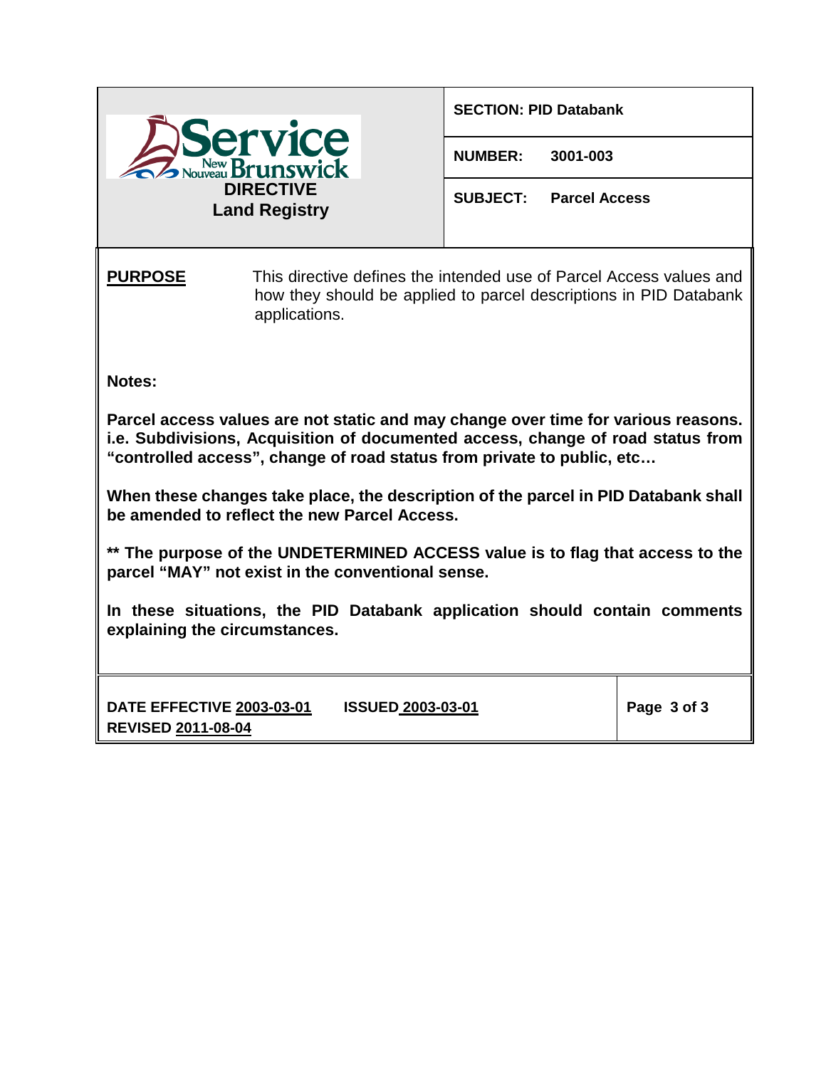**DIRECTIVE**
**Land Registry**

| | |
|---|---|
| **SECTION:** | **PID Databank** |
| **NUMBER:** | **3001-003** |
| **SUBJECT:** | **Parcel Access** |

**PURPOSE** This directive defines the intended use of Parcel Access values and how they should be applied to parcel descriptions in PID Databank applications.

**Notes:**

**Parcel access values are not static and may change over time for various reasons. i.e. Subdivisions, Acquisition of documented access, change of road status from "controlled access", change of road status from private to public, etc…**

**When these changes take place, the description of the parcel in PID Databank shall be amended to reflect the new Parcel Access.**

**\*\* The purpose of the UNDETERMINED ACCESS value is to flag that access to the parcel "MAY" not exist in the conventional sense.**

**In these situations, the PID Databank application should contain comments explaining the circumstances.**

**DATE EFFECTIVE 2003-03-01** **ISSUED 2003-03-01**
**REVISED 2011-08-04**